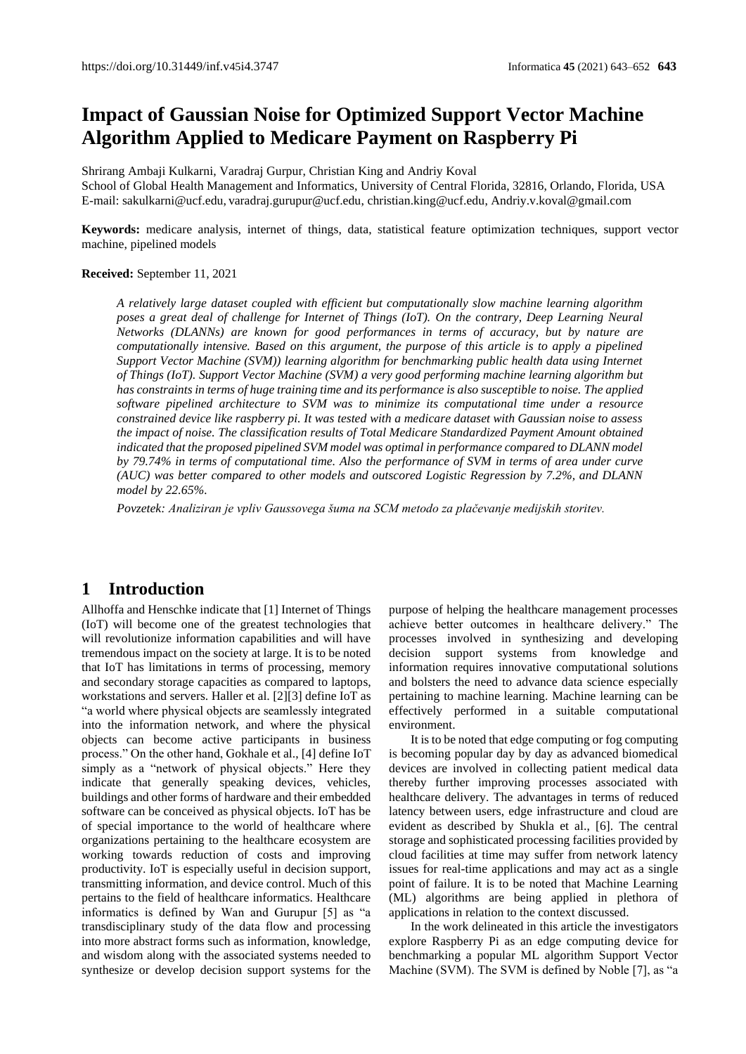# Impact of Gaussian Noise for Optimized Support Vector Machine Algorithm Applied to Medicare Payment on Raspberry Pi

Shrirang Ambaji Kulkarni, Varadraj Gurpur, Christian King and Andriy Koval

School of Global Health Management and Informatics, University of Central Florida, 32816, Orlando, Florida, USA

E-mail: sakulkarni@ucf.edu, varadraj.gurupur@ucf.edu, christian.king@ucf.edu, Andriy.v.koval@gmail.com

**Keywords:** medicare analysis, internet of things, data, statistical feature optimization techniques, support vector machine, pipelined models

**Received:** September 11, 2021

*A relatively large dataset coupled with efficient but computationally slow machine learning algorithm poses a great deal of challenge for Internet of Things (IoT). On the contrary, Deep Learning Neural Networks (DLANNs) are known for good performances in terms of accuracy, but by nature are computationally intensive. Based on this argument, the purpose of this article is to apply a pipelined Support Vector Machine (SVM)) learning algorithm for benchmarking public health data using Internet of Things (IoT). Support Vector Machine (SVM) a very good performing machine learning algorithm but has constraints in terms of huge training time and its performance is also susceptible to noise. The applied software pipelined architecture to SVM was to minimize its computational time under a resource constrained device like raspberry pi. It was tested with a medicare dataset with Gaussian noise to assess the impact of noise. The classification results of Total Medicare Standardized Payment Amount obtained indicated that the proposed pipelined SVM model was optimal in performance compared to DLANN model by 79.74% in terms of computational time. Also the performance of SVM in terms of area under curve (AUC) was better compared to other models and outscored Logistic Regression by 7.2%, and DLANN model by 22.65%.*

*Povzetek: Analiziran je vpliv Gaussovega šuma na SCM metodo za plačevanje medijskih storitev.*

## 1 Introduction

Allhoffa and Henschke indicate that [1] Internet of Things (IoT) will become one of the greatest technologies that will revolutionize information capabilities and will have tremendous impact on the society at large. It is to be noted that IoT has limitations in terms of processing, memory and secondary storage capacities as compared to laptops, workstations and servers. Haller et al. [2][3] define IoT as "a world where physical objects are seamlessly integrated into the information network, and where the physical objects can become active participants in business process." On the other hand, Gokhale et al., [4] define IoT simply as a "network of physical objects." Here they indicate that generally speaking devices, vehicles, buildings and other forms of hardware and their embedded software can be conceived as physical objects. IoT has be of special importance to the world of healthcare where organizations pertaining to the healthcare ecosystem are working towards reduction of costs and improving productivity. IoT is especially useful in decision support, transmitting information, and device control. Much of this pertains to the field of healthcare informatics. Healthcare informatics is defined by Wan and Gurupur [5] as "a transdisciplinary study of the data flow and processing into more abstract forms such as information, knowledge, and wisdom along with the associated systems needed to synthesize or develop decision support systems for the purpose of helping the healthcare management processes achieve better outcomes in healthcare delivery." The processes involved in synthesizing and developing decision support systems from knowledge and information requires innovative computational solutions and bolsters the need to advance data science especially pertaining to machine learning. Machine learning can be effectively performed in a suitable computational environment.

It is to be noted that edge computing or fog computing is becoming popular day by day as advanced biomedical devices are involved in collecting patient medical data thereby further improving processes associated with healthcare delivery. The advantages in terms of reduced latency between users, edge infrastructure and cloud are evident as described by Shukla et al., [6]. The central storage and sophisticated processing facilities provided by cloud facilities at time may suffer from network latency issues for real-time applications and may act as a single point of failure. It is to be noted that Machine Learning (ML) algorithms are being applied in plethora of applications in relation to the context discussed.

In the work delineated in this article the investigators explore Raspberry Pi as an edge computing device for benchmarking a popular ML algorithm Support Vector Machine (SVM). The SVM is defined by Noble [7], as "a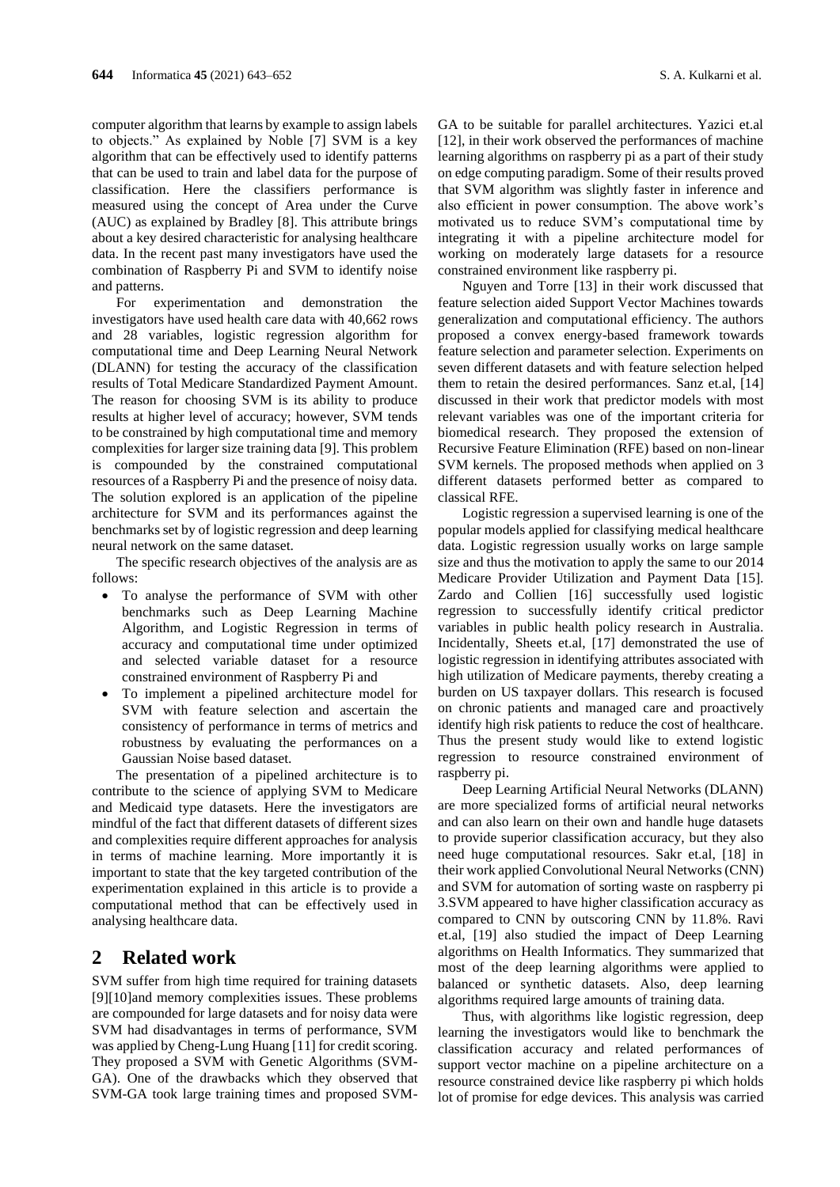computer algorithm that learns by example to assign labels to objects." As explained by Noble [7] SVM is a key algorithm that can be effectively used to identify patterns that can be used to train and label data for the purpose of classification. Here the classifiers performance is measured using the concept of Area under the Curve (AUC) as explained by Bradley [8]. This attribute brings about a key desired characteristic for analysing healthcare data. In the recent past many investigators have used the combination of Raspberry Pi and SVM to identify noise and patterns.

For experimentation and demonstration the investigators have used health care data with 40,662 rows and 28 variables, logistic regression algorithm for computational time and Deep Learning Neural Network (DLANN) for testing the accuracy of the classification results of Total Medicare Standardized Payment Amount. The reason for choosing SVM is its ability to produce results at higher level of accuracy; however, SVM tends to be constrained by high computational time and memory complexities for larger size training data [9]. This problem is compounded by the constrained computational resources of a Raspberry Pi and the presence of noisy data. The solution explored is an application of the pipeline architecture for SVM and its performances against the benchmarks set by of logistic regression and deep learning neural network on the same dataset.

The specific research objectives of the analysis are as follows:

- To analyse the performance of SVM with other benchmarks such as Deep Learning Machine Algorithm, and Logistic Regression in terms of accuracy and computational time under optimized and selected variable dataset for a resource constrained environment of Raspberry Pi and
- To implement a pipelined architecture model for SVM with feature selection and ascertain the consistency of performance in terms of metrics and robustness by evaluating the performances on a Gaussian Noise based dataset.

The presentation of a pipelined architecture is to contribute to the science of applying SVM to Medicare and Medicaid type datasets. Here the investigators are mindful of the fact that different datasets of different sizes and complexities require different approaches for analysis in terms of machine learning. More importantly it is important to state that the key targeted contribution of the experimentation explained in this article is to provide a computational method that can be effectively used in analysing healthcare data.

## 2 Related work

SVM suffer from high time required for training datasets [9][10]and memory complexities issues. These problems are compounded for large datasets and for noisy data were SVM had disadvantages in terms of performance, SVM was applied by Cheng-Lung Huang [11] for credit scoring. They proposed a SVM with Genetic Algorithms (SVM-GA). One of the drawbacks which they observed that SVM-GA took large training times and proposed SVM-GA to be suitable for parallel architectures. Yazici et.al [12], in their work observed the performances of machine learning algorithms on raspberry pi as a part of their study on edge computing paradigm. Some of their results proved that SVM algorithm was slightly faster in inference and also efficient in power consumption. The above work's motivated us to reduce SVM's computational time by integrating it with a pipeline architecture model for working on moderately large datasets for a resource constrained environment like raspberry pi.

Nguyen and Torre [13] in their work discussed that feature selection aided Support Vector Machines towards generalization and computational efficiency. The authors proposed a convex energy-based framework towards feature selection and parameter selection. Experiments on seven different datasets and with feature selection helped them to retain the desired performances. Sanz et.al, [14] discussed in their work that predictor models with most relevant variables was one of the important criteria for biomedical research. They proposed the extension of Recursive Feature Elimination (RFE) based on non-linear SVM kernels. The proposed methods when applied on 3 different datasets performed better as compared to classical RFE.

Logistic regression a supervised learning is one of the popular models applied for classifying medical healthcare data. Logistic regression usually works on large sample size and thus the motivation to apply the same to our 2014 Medicare Provider Utilization and Payment Data [15]. Zardo and Collien [16] successfully used logistic regression to successfully identify critical predictor variables in public health policy research in Australia. Incidentally, Sheets et.al, [17] demonstrated the use of logistic regression in identifying attributes associated with high utilization of Medicare payments, thereby creating a burden on US taxpayer dollars. This research is focused on chronic patients and managed care and proactively identify high risk patients to reduce the cost of healthcare. Thus the present study would like to extend logistic regression to resource constrained environment of raspberry pi.

Deep Learning Artificial Neural Networks (DLANN) are more specialized forms of artificial neural networks and can also learn on their own and handle huge datasets to provide superior classification accuracy, but they also need huge computational resources. Sakr et.al, [18] in their work applied Convolutional Neural Networks (CNN) and SVM for automation of sorting waste on raspberry pi 3.SVM appeared to have higher classification accuracy as compared to CNN by outscoring CNN by 11.8%. Ravi et.al, [19] also studied the impact of Deep Learning algorithms on Health Informatics. They summarized that most of the deep learning algorithms were applied to balanced or synthetic datasets. Also, deep learning algorithms required large amounts of training data.

Thus, with algorithms like logistic regression, deep learning the investigators would like to benchmark the classification accuracy and related performances of support vector machine on a pipeline architecture on a resource constrained device like raspberry pi which holds lot of promise for edge devices. This analysis was carried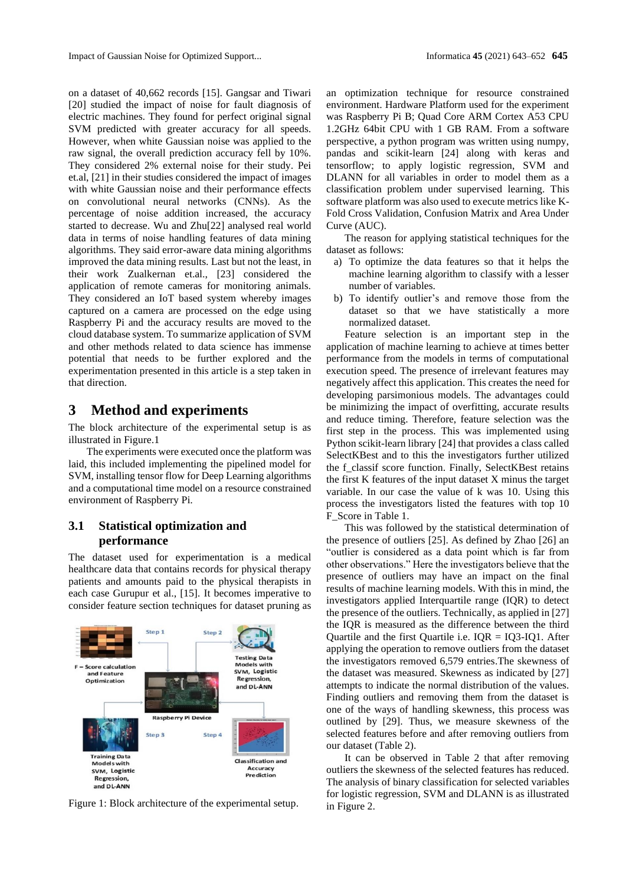on a dataset of 40,662 records [15]. Gangsar and Tiwari [20] studied the impact of noise for fault diagnosis of electric machines. They found for perfect original signal SVM predicted with greater accuracy for all speeds. However, when white Gaussian noise was applied to the raw signal, the overall prediction accuracy fell by 10%. They considered 2% external noise for their study. Pei et.al, [21] in their studies considered the impact of images with white Gaussian noise and their performance effects on convolutional neural networks (CNNs). As the percentage of noise addition increased, the accuracy started to decrease. Wu and Zhu[22] analysed real world data in terms of noise handling features of data mining algorithms. They said error-aware data mining algorithms improved the data mining results. Last but not the least, in their work Zualkernan et.al., [23] considered the application of remote cameras for monitoring animals. They considered an IoT based system whereby images captured on a camera are processed on the edge using Raspberry Pi and the accuracy results are moved to the cloud database system. To summarize application of SVM and other methods related to data science has immense potential that needs to be further explored and the experimentation presented in this article is a step taken in that direction.

## 3 Method and experiments

The block architecture of the experimental setup is as illustrated in Figure.1

The experiments were executed once the platform was laid, this included implementing the pipelined model for SVM, installing tensor flow for Deep Learning algorithms and a computational time model on a resource constrained environment of Raspberry Pi.

### 3.1 Statistical optimization and performance

The dataset used for experimentation is a medical healthcare data that contains records for physical therapy patients and amounts paid to the physical therapists in each case Gurupur et al., [15]. It becomes imperative to consider feature section techniques for dataset pruning as an optimization technique for resource constrained environment. Hardware Platform used for the experiment was Raspberry Pi B; Quad Core ARM Cortex A53 CPU 1.2GHz 64bit CPU with 1 GB RAM. From a software perspective, a python program was written using numpy, pandas and scikit-learn [24] along with keras and tensorflow; to apply logistic regression, SVM and DLANN for all variables in order to model them as a classification problem under supervised learning. This software platform was also used to execute metrics like K-Fold Cross Validation, Confusion Matrix and Area Under Curve (AUC).

Step 1 | Step 2 | F – Score calculation and Feature Optimization | Testing Data Models with SVM, Logistic Regression, and DL-ANN | Raspberry Pi Device | Step 3 | Step 4 | Training Data Models with SVM, Logistic Regression, and DL-ANN | Classification and Accuracy Prediction

Figure 1: Block architecture of the experimental setup.

The reason for applying statistical techniques for the dataset as follows:

a) To optimize the data features so that it helps the machine learning algorithm to classify with a lesser number of variables.
b) To identify outlier's and remove those from the dataset so that we have statistically a more normalized dataset.

Feature selection is an important step in the application of machine learning to achieve at times better performance from the models in terms of computational execution speed. The presence of irrelevant features may negatively affect this application. This creates the need for developing parsimonious models. The advantages could be minimizing the impact of overfitting, accurate results and reduce timing. Therefore, feature selection was the first step in the process. This was implemented using Python scikit-learn library [24] that provides a class called SelectKBest and to this the investigators further utilized the f_classif score function. Finally, SelectKBest retains the first K features of the input dataset X minus the target variable. In our case the value of k was 10. Using this process the investigators listed the features with top 10 F_Score in Table 1.

This was followed by the statistical determination of the presence of outliers [25]. As defined by Zhao [26] an "outlier is considered as a data point which is far from other observations." Here the investigators believe that the presence of outliers may have an impact on the final results of machine learning models. With this in mind, the investigators applied Interquartile range (IQR) to detect the presence of the outliers. Technically, as applied in [27] the IQR is measured as the difference between the third Quartile and the first Quartile i.e. IQR = IQ3-IQ1. After applying the operation to remove outliers from the dataset the investigators removed 6,579 entries.The skewness of the dataset was measured. Skewness as indicated by [27] attempts to indicate the normal distribution of the values. Finding outliers and removing them from the dataset is one of the ways of handling skewness, this process was outlined by [29]. Thus, we measure skewness of the selected features before and after removing outliers from our dataset (Table 2).

It can be observed in Table 2 that after removing outliers the skewness of the selected features has reduced. The analysis of binary classification for selected variables for logistic regression, SVM and DLANN is as illustrated in Figure 2.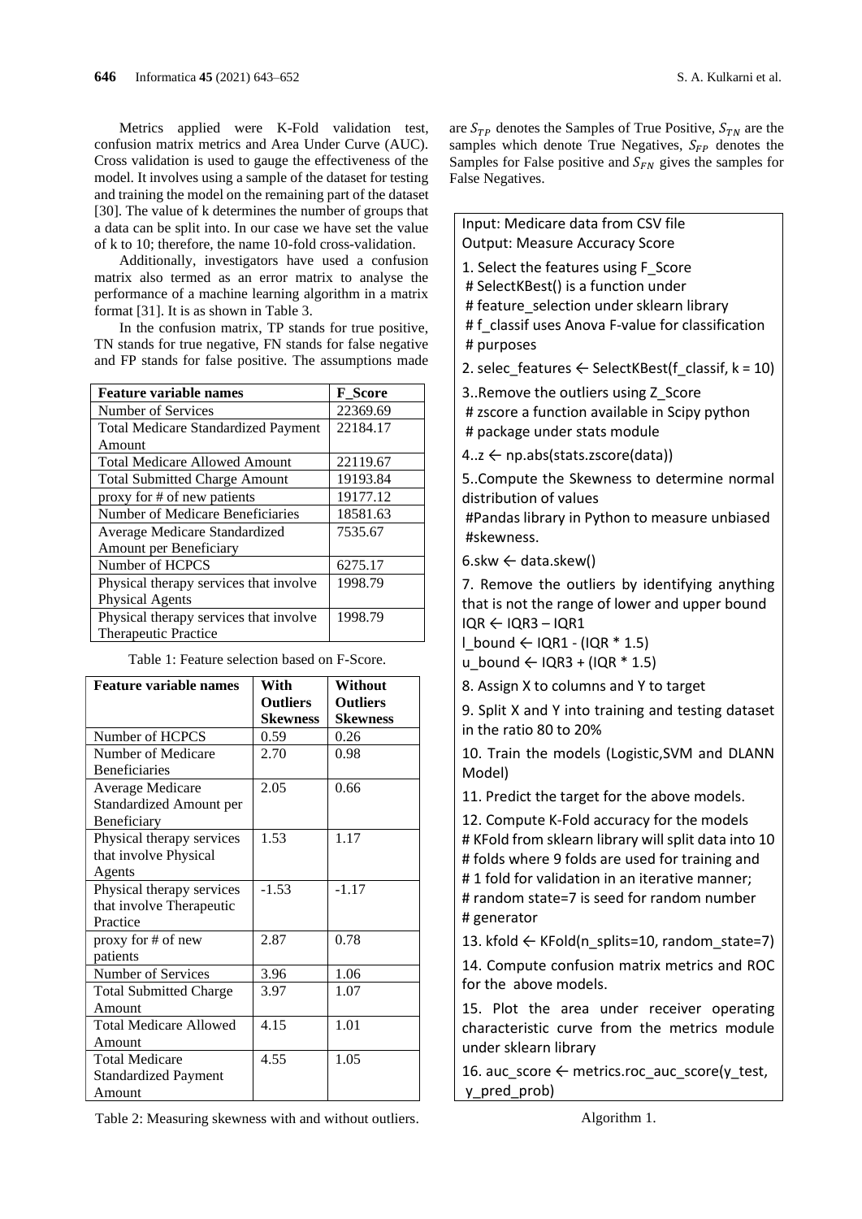Metrics applied were K-Fold validation test, confusion matrix metrics and Area Under Curve (AUC). Cross validation is used to gauge the effectiveness of the model. It involves using a sample of the dataset for testing and training the model on the remaining part of the dataset [30]. The value of k determines the number of groups that a data can be split into. In our case we have set the value of k to 10; therefore, the name 10-fold cross-validation.

Additionally, investigators have used a confusion matrix also termed as an error matrix to analyse the performance of a machine learning algorithm in a matrix format [31]. It is as shown in Table 3.

In the confusion matrix, TP stands for true positive, TN stands for true negative, FN stands for false negative and FP stands for false positive. The assumptions made are $S_{TP}$ denotes the Samples of True Positive, $S_{TN}$ are the samples which denote True Negatives, $S_{FP}$ denotes the Samples for False positive and $S_{FN}$ gives the samples for False Negatives.

| **Feature variable names** | **F_Score** |
|---|---|
| Number of Services | 22369.69 |
| Total Medicare Standardized Payment Amount | 22184.17 |
| Total Medicare Allowed Amount | 22119.67 |
| Total Submitted Charge Amount | 19193.84 |
| proxy for # of new patients | 19177.12 |
| Number of Medicare Beneficiaries | 18581.63 |
| Average Medicare Standardized Amount per Beneficiary | 7535.67 |
| Number of HCPCS | 6275.17 |
| Physical therapy services that involve Physical Agents | 1998.79 |
| Physical therapy services that involve Therapeutic Practice | 1998.79 |

Table 1: Feature selection based on F-Score.

| **Feature variable names** | **With Outliers Skewness** | **Without Outliers Skewness** |
|---|---|---|
| Number of HCPCS | 0.59 | 0.26 |
| Number of Medicare Beneficiaries | 2.70 | 0.98 |
| Average Medicare Standardized Amount per Beneficiary | 2.05 | 0.66 |
| Physical therapy services that involve Physical Agents | 1.53 | 1.17 |
| Physical therapy services that involve Therapeutic Practice | -1.53 | -1.17 |
| proxy for # of new patients | 2.87 | 0.78 |
| Number of Services | 3.96 | 1.06 |
| Total Submitted Charge Amount | 3.97 | 1.07 |
| Total Medicare Allowed Amount | 4.15 | 1.01 |
| Total Medicare Standardized Payment Amount | 4.55 | 1.05 |

Table 2: Measuring skewness with and without outliers.

```
Input: Medicare data from CSV file
Output: Measure Accuracy Score
1. Select the features using F_Score
 # SelectKBest() is a function under
 # feature_selection under sklearn library
 # f_classif uses Anova F-value for classification
 # purposes
2. selec_features ← SelectKBest(f_classif, k = 10)
3..Remove the outliers using Z_Score
 # zscore a function available in Scipy python
 # package under stats module
4..z ← np.abs(stats.zscore(data))
5..Compute the Skewness to determine normal distribution of values
 #Pandas library in Python to measure unbiased
 #skewness.
6.skw ← data.skew()
7. Remove the outliers by identifying anything that is not the range of lower and upper bound
IQR ← IQR3 – IQR1
l_bound ← IQR1 - (IQR * 1.5)
u_bound ← IQR3 + (IQR * 1.5)
8. Assign X to columns and Y to target
9. Split X and Y into training and testing dataset in the ratio 80 to 20%
10. Train the models (Logistic,SVM and DLANN Model)
11. Predict the target for the above models.
12. Compute K-Fold accuracy for the models
# KFold from sklearn library will split data into 10
# folds where 9 folds are used for training and
# 1 fold for validation in an iterative manner;
# random state=7 is seed for random number
# generator
13. kfold ← KFold(n_splits=10, random_state=7)
14. Compute confusion matrix metrics and ROC for the above models.
15. Plot the area under receiver operating characteristic curve from the metrics module under sklearn library
16. auc_score ← metrics.roc_auc_score(y_test, y_pred_prob)
```

Algorithm 1.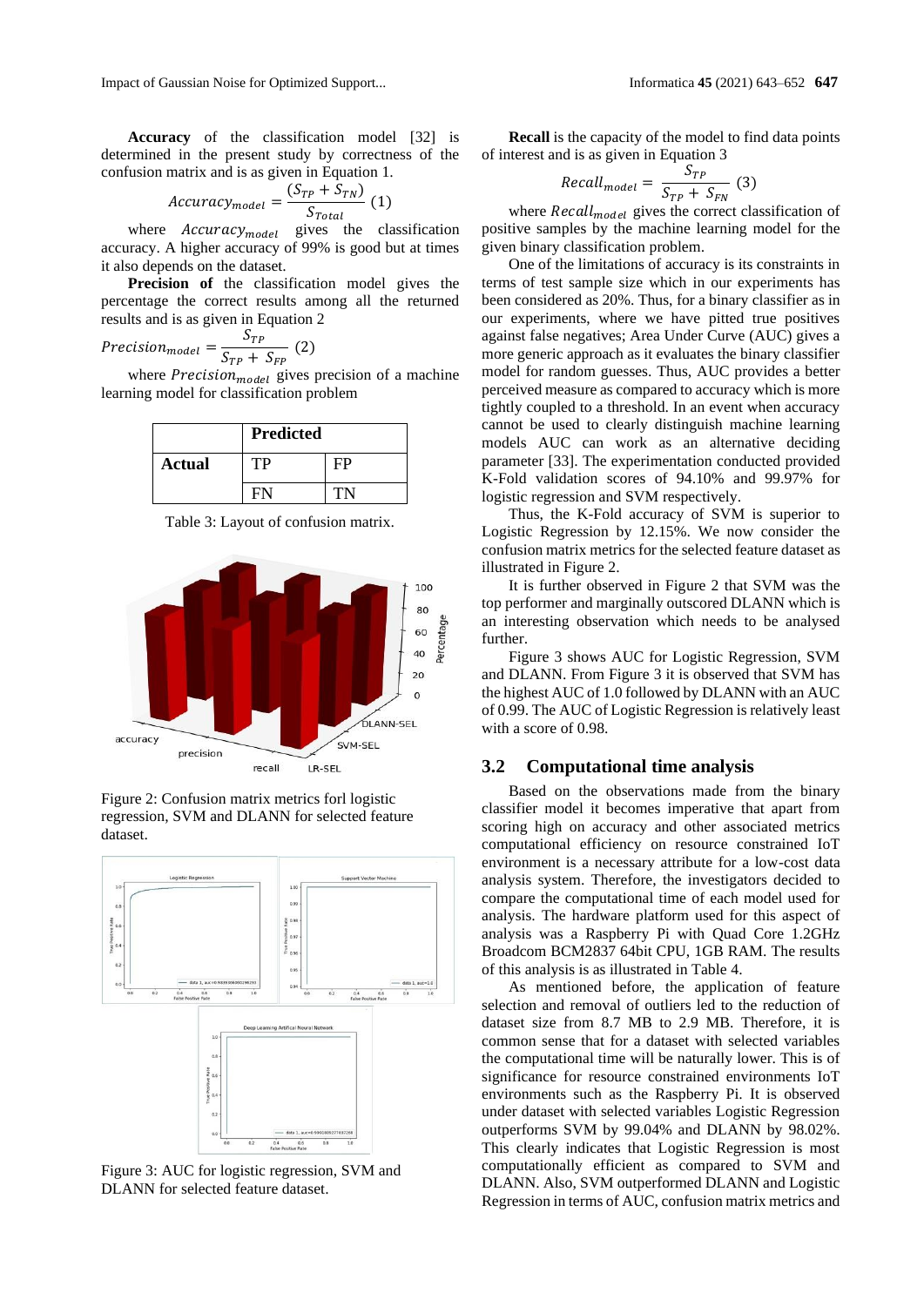**Accuracy** of the classification model [32] is determined in the present study by correctness of the confusion matrix and is as given in Equation 1.

$$Accuracy_{model} = \frac{(S_{TP} + S_{TN})}{S_{Total}} \quad (1)$$

where $Accuracy_{model}$ gives the classification accuracy. A higher accuracy of 99% is good but at times it also depends on the dataset.

**Precision of** the classification model gives the percentage the correct results among all the returned results and is as given in Equation 2

$$Precision_{model} = \frac{S_{TP}}{S_{TP} + S_{FP}} \quad (2)$$

where $Precision_{model}$ gives precision of a machine learning model for classification problem

| | Predicted | |
|---|---|---|
| **Actual** | TP | FP |
| | FN | TN |

Table 3: Layout of confusion matrix.

Figure 2: Confusion matrix metrics forl logistic regression, SVM and DLANN for selected feature dataset.

Figure 3: AUC for logistic regression, SVM and DLANN for selected feature dataset.

**Recall** is the capacity of the model to find data points of interest and is as given in Equation 3

$$Recall_{model} = \frac{S_{TP}}{S_{TP} + S_{FN}} \quad (3)$$

where $Recall_{model}$ gives the correct classification of positive samples by the machine learning model for the given binary classification problem.

One of the limitations of accuracy is its constraints in terms of test sample size which in our experiments has been considered as 20%. Thus, for a binary classifier as in our experiments, where we have pitted true positives against false negatives; Area Under Curve (AUC) gives a more generic approach as it evaluates the binary classifier model for random guesses. Thus, AUC provides a better perceived measure as compared to accuracy which is more tightly coupled to a threshold. In an event when accuracy cannot be used to clearly distinguish machine learning models AUC can work as an alternative deciding parameter [33]. The experimentation conducted provided K-Fold validation scores of 94.10% and 99.97% for logistic regression and SVM respectively.

Thus, the K-Fold accuracy of SVM is superior to Logistic Regression by 12.15%. We now consider the confusion matrix metrics for the selected feature dataset as illustrated in Figure 2.

It is further observed in Figure 2 that SVM was the top performer and marginally outscored DLANN which is an interesting observation which needs to be analysed further.

Figure 3 shows AUC for Logistic Regression, SVM and DLANN. From Figure 3 it is observed that SVM has the highest AUC of 1.0 followed by DLANN with an AUC of 0.99. The AUC of Logistic Regression is relatively least with a score of 0.98.

## 3.2 Computational time analysis

Based on the observations made from the binary classifier model it becomes imperative that apart from scoring high on accuracy and other associated metrics computational efficiency on resource constrained IoT environment is a necessary attribute for a low-cost data analysis system. Therefore, the investigators decided to compare the computational time of each model used for analysis. The hardware platform used for this aspect of analysis was a Raspberry Pi with Quad Core 1.2GHz Broadcom BCM2837 64bit CPU, 1GB RAM. The results of this analysis is as illustrated in Table 4.

As mentioned before, the application of feature selection and removal of outliers led to the reduction of dataset size from 8.7 MB to 2.9 MB. Therefore, it is common sense that for a dataset with selected variables the computational time will be naturally lower. This is of significance for resource constrained environments IoT environments such as the Raspberry Pi. It is observed under dataset with selected variables Logistic Regression outperforms SVM by 99.04% and DLANN by 98.02%. This clearly indicates that Logistic Regression is most computationally efficient as compared to SVM and DLANN. Also, SVM outperformed DLANN and Logistic Regression in terms of AUC, confusion matrix metrics and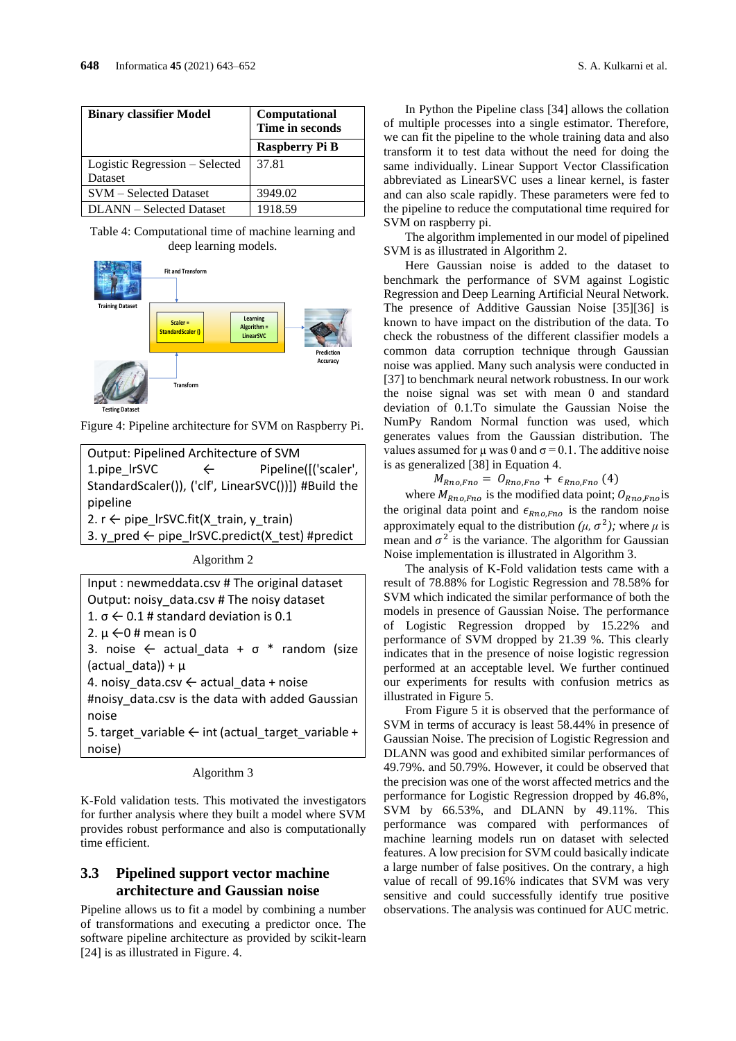| Binary classifier Model | Computational Time in seconds |
|---|---|
| | Raspberry Pi B |
| Logistic Regression – Selected Dataset | 37.81 |
| SVM – Selected Dataset | 3949.02 |
| DLANN – Selected Dataset | 1918.59 |

Table 4: Computational time of machine learning and deep learning models.

Figure 4: Pipeline architecture for SVM on Raspberry Pi.

```
Output: Pipelined Architecture of SVM
1.pipe_lrSVC ← Pipeline([('scaler', StandardScaler()), ('clf', LinearSVC())]) #Build the pipeline
2. r ← pipe_lrSVC.fit(X_train, y_train)
3. y_pred ← pipe_lrSVC.predict(X_test) #predict
```

Algorithm 2

```
Input : newmeddata.csv # The original dataset
Output: noisy_data.csv # The noisy dataset
1. σ ← 0.1 # standard deviation is 0.1
2. μ ←0 # mean is 0
3. noise ← actual_data + σ * random (size (actual_data)) + μ
4. noisy_data.csv ← actual_data + noise
#noisy_data.csv is the data with added Gaussian noise
5. target_variable ← int (actual_target_variable + noise)
```

Algorithm 3

K-Fold validation tests. This motivated the investigators for further analysis where they built a model where SVM provides robust performance and also is computationally time efficient.

## 3.3 Pipelined support vector machine architecture and Gaussian noise

Pipeline allows us to fit a model by combining a number of transformations and executing a predictor once. The software pipeline architecture as provided by scikit-learn [24] is as illustrated in Figure. 4.

In Python the Pipeline class [34] allows the collation of multiple processes into a single estimator. Therefore, we can fit the pipeline to the whole training data and also transform it to test data without the need for doing the same individually. Linear Support Vector Classification abbreviated as LinearSVC uses a linear kernel, is faster and can also scale rapidly. These parameters were fed to the pipeline to reduce the computational time required for SVM on raspberry pi.

The algorithm implemented in our model of pipelined SVM is as illustrated in Algorithm 2.

Here Gaussian noise is added to the dataset to benchmark the performance of SVM against Logistic Regression and Deep Learning Artificial Neural Network. The presence of Additive Gaussian Noise [35][36] is known to have impact on the distribution of the data. To check the robustness of the different classifier models a common data corruption technique through Gaussian noise was applied. Many such analysis were conducted in [37] to benchmark neural network robustness. In our work the noise signal was set with mean 0 and standard deviation of 0.1.To simulate the Gaussian Noise the NumPy Random Normal function was used, which generates values from the Gaussian distribution. The values assumed for μ was 0 and σ = 0.1. The additive noise is as generalized [38] in Equation 4.

$$M_{Rno,Fno} = O_{Rno,Fno} + \epsilon_{Rno,Fno} \quad (4)$$

where $M_{Rno,Fno}$ is the modified data point; $O_{Rno,Fno}$ is the original data point and $\epsilon_{Rno,Fno}$ is the random noise approximately equal to the distribution $(\mu, \sigma^2)$; where $\mu$ is mean and $\sigma^2$ is the variance. The algorithm for Gaussian Noise implementation is illustrated in Algorithm 3.

The analysis of K-Fold validation tests came with a result of 78.88% for Logistic Regression and 78.58% for SVM which indicated the similar performance of both the models in presence of Gaussian Noise. The performance of Logistic Regression dropped by 15.22% and performance of SVM dropped by 21.39 %. This clearly indicates that in the presence of noise logistic regression performed at an acceptable level. We further continued our experiments for results with confusion metrics as illustrated in Figure 5.

From Figure 5 it is observed that the performance of SVM in terms of accuracy is least 58.44% in presence of Gaussian Noise. The precision of Logistic Regression and DLANN was good and exhibited similar performances of 49.79%. and 50.79%. However, it could be observed that the precision was one of the worst affected metrics and the performance for Logistic Regression dropped by 46.8%, SVM by 66.53%, and DLANN by 49.11%. This performance was compared with performances of machine learning models run on dataset with selected features. A low precision for SVM could basically indicate a large number of false positives. On the contrary, a high value of recall of 99.16% indicates that SVM was very sensitive and could successfully identify true positive observations. The analysis was continued for AUC metric.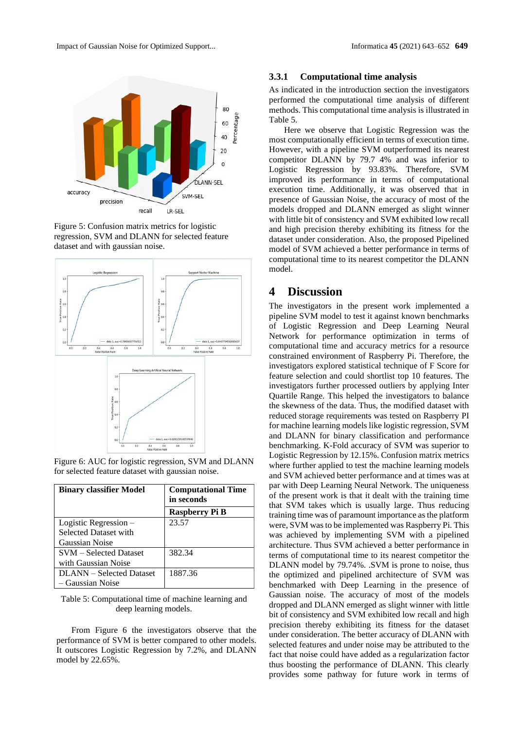Figure 5: Confusion matrix metrics for logistic regression, SVM and DLANN for selected feature dataset and with gaussian noise.

Figure 6: AUC for logistic regression, SVM and DLANN for selected feature dataset with gaussian noise.

| Binary classifier Model | Computational Time in seconds |
|---|---|
| | **Raspberry Pi B** |
| Logistic Regression – Selected Dataset with Gaussian Noise | 23.57 |
| SVM – Selected Dataset with Gaussian Noise | 382.34 |
| DLANN – Selected Dataset – Gaussian Noise | 1887.36 |

Table 5: Computational time of machine learning and deep learning models.

From Figure 6 the investigators observe that the performance of SVM is better compared to other models. It outscores Logistic Regression by 7.2%, and DLANN model by 22.65%.

### 3.3.1 Computational time analysis

As indicated in the introduction section the investigators performed the computational time analysis of different methods. This computational time analysis is illustrated in Table 5.

Here we observe that Logistic Regression was the most computationally efficient in terms of execution time. However, with a pipeline SVM outperformed its nearest competitor DLANN by 79.7 4% and was inferior to Logistic Regression by 93.83%. Therefore, SVM improved its performance in terms of computational execution time. Additionally, it was observed that in presence of Gaussian Noise, the accuracy of most of the models dropped and DLANN emerged as slight winner with little bit of consistency and SVM exhibited low recall and high precision thereby exhibiting its fitness for the dataset under consideration. Also, the proposed Pipelined model of SVM achieved a better performance in terms of computational time to its nearest competitor the DLANN model.

# 4 Discussion

The investigators in the present work implemented a pipeline SVM model to test it against known benchmarks of Logistic Regression and Deep Learning Neural Network for performance optimization in terms of computational time and accuracy metrics for a resource constrained environment of Raspberry Pi. Therefore, the investigators explored statistical technique of F Score for feature selection and could shortlist top 10 features. The investigators further processed outliers by applying Inter Quartile Range. This helped the investigators to balance the skewness of the data. Thus, the modified dataset with reduced storage requirements was tested on Raspberry PI for machine learning models like logistic regression, SVM and DLANN for binary classification and performance benchmarking. K-Fold accuracy of SVM was superior to Logistic Regression by 12.15%. Confusion matrix metrics where further applied to test the machine learning models and SVM achieved better performance and at times was at par with Deep Learning Neural Network. The uniqueness of the present work is that it dealt with the training time that SVM takes which is usually large. Thus reducing training time was of paramount importance as the platform were, SVM was to be implemented was Raspberry Pi. This was achieved by implementing SVM with a pipelined architecture. Thus SVM achieved a better performance in terms of computational time to its nearest competitor the DLANN model by 79.74%. .SVM is prone to noise, thus the optimized and pipelined architecture of SVM was benchmarked with Deep Learning in the presence of Gaussian noise. The accuracy of most of the models dropped and DLANN emerged as slight winner with little bit of consistency and SVM exhibited low recall and high precision thereby exhibiting its fitness for the dataset under consideration. The better accuracy of DLANN with selected features and under noise may be attributed to the fact that noise could have added as a regularization factor thus boosting the performance of DLANN. This clearly provides some pathway for future work in terms of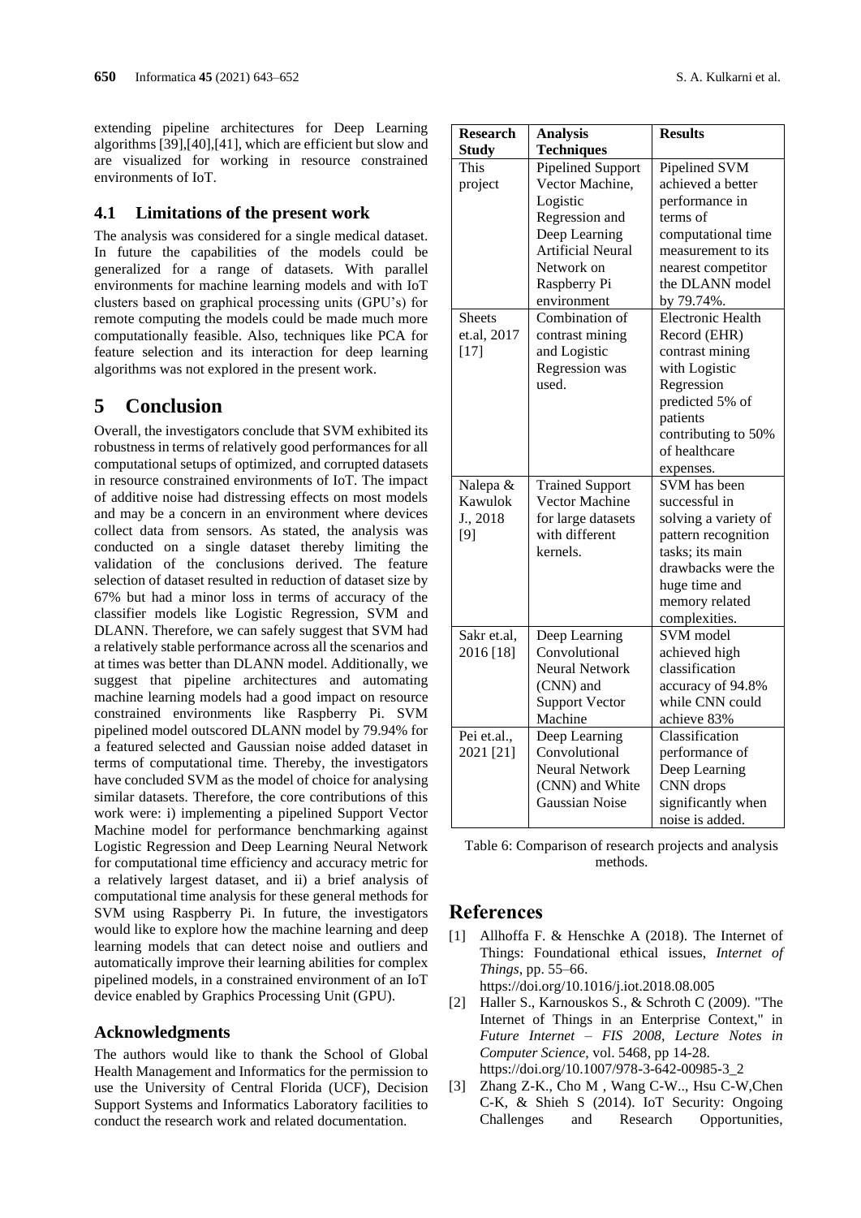extending pipeline architectures for Deep Learning algorithms [39],[40],[41], which are efficient but slow and are visualized for working in resource constrained environments of IoT.

### 4.1 Limitations of the present work

The analysis was considered for a single medical dataset. In future the capabilities of the models could be generalized for a range of datasets. With parallel environments for machine learning models and with IoT clusters based on graphical processing units (GPU's) for remote computing the models could be made much more computationally feasible. Also, techniques like PCA for feature selection and its interaction for deep learning algorithms was not explored in the present work.

## 5 Conclusion

Overall, the investigators conclude that SVM exhibited its robustness in terms of relatively good performances for all computational setups of optimized, and corrupted datasets in resource constrained environments of IoT. The impact of additive noise had distressing effects on most models and may be a concern in an environment where devices collect data from sensors. As stated, the analysis was conducted on a single dataset thereby limiting the validation of the conclusions derived. The feature selection of dataset resulted in reduction of dataset size by 67% but had a minor loss in terms of accuracy of the classifier models like Logistic Regression, SVM and DLANN. Therefore, we can safely suggest that SVM had a relatively stable performance across all the scenarios and at times was better than DLANN model. Additionally, we suggest that pipeline architectures and automating machine learning models had a good impact on resource constrained environments like Raspberry Pi. SVM pipelined model outscored DLANN model by 79.94% for a featured selected and Gaussian noise added dataset in terms of computational time. Thereby, the investigators have concluded SVM as the model of choice for analysing similar datasets. Therefore, the core contributions of this work were: i) implementing a pipelined Support Vector Machine model for performance benchmarking against Logistic Regression and Deep Learning Neural Network for computational time efficiency and accuracy metric for a relatively largest dataset, and ii) a brief analysis of computational time analysis for these general methods for SVM using Raspberry Pi. In future, the investigators would like to explore how the machine learning and deep learning models that can detect noise and outliers and automatically improve their learning abilities for complex pipelined models, in a constrained environment of an IoT device enabled by Graphics Processing Unit (GPU).

### Acknowledgments

The authors would like to thank the School of Global Health Management and Informatics for the permission to use the University of Central Florida (UCF), Decision Support Systems and Informatics Laboratory facilities to conduct the research work and related documentation.

| Research Study | Analysis Techniques | Results |
|---|---|---|
| This project | Pipelined Support Vector Machine, Logistic Regression and Deep Learning Artificial Neural Network on Raspberry Pi environment | Pipelined SVM achieved a better performance in terms of computational time measurement to its nearest competitor the DLANN model by 79.74%. |
| Sheets et.al, 2017 [17] | Combination of contrast mining and Logistic Regression was used. | Electronic Health Record (EHR) contrast mining with Logistic Regression predicted 5% of patients contributing to 50% of healthcare expenses. |
| Nalepa & Kawulok J., 2018 [9] | Trained Support Vector Machine for large datasets with different kernels. | SVM has been successful in solving a variety of pattern recognition tasks; its main drawbacks were the huge time and memory related complexities. |
| Sakr et.al, 2016 [18] | Deep Learning Convolutional Neural Network (CNN) and Support Vector Machine | SVM model achieved high classification accuracy of 94.8% while CNN could achieve 83% |
| Pei et.al., 2021 [21] | Deep Learning Convolutional Neural Network (CNN) and White Gaussian Noise | Classification performance of Deep Learning CNN drops significantly when noise is added. |

Table 6: Comparison of research projects and analysis methods.

## References

[1] Allhoffa F. & Henschke A (2018). The Internet of Things: Foundational ethical issues, *Internet of Things*, pp. 55–66. https://doi.org/10.1016/j.iot.2018.08.005

[2] Haller S., Karnouskos S., & Schroth C (2009). "The Internet of Things in an Enterprise Context," in *Future Internet – FIS 2008, Lecture Notes in Computer Science*, vol. 5468, pp 14-28. https://doi.org/10.1007/978-3-642-00985-3_2

[3] Zhang Z-K., Cho M , Wang C-W.., Hsu C-W,Chen C-K, & Shieh S (2014). IoT Security: Ongoing Challenges and Research Opportunities,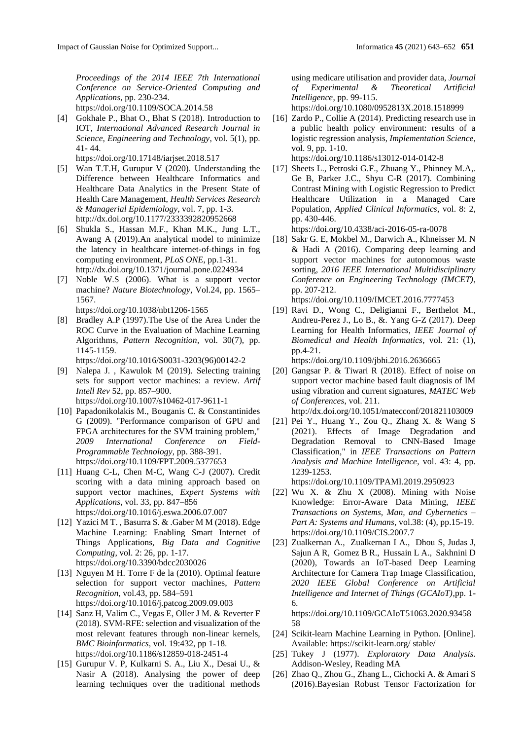*Proceedings of the 2014 IEEE 7th International Conference on Service-Oriented Computing and Applications*, pp. 230-234. https://doi.org/10.1109/SOCA.2014.58

[4] Gokhale P., Bhat O., Bhat S (2018). Introduction to IOT, *International Advanced Research Journal in Science, Engineering and Technology*, vol. 5(1), pp. 41- 44. https://doi.org/10.17148/iarjset.2018.517

[5] Wan T.T.H, Gurupur V (2020). Understanding the Difference between Healthcare Informatics and Healthcare Data Analytics in the Present State of Health Care Management, *Health Services Research & Managerial Epidemiology*, vol. 7, pp. 1-3. http://dx.doi.org/10.1177/2333392820952668

[6] Shukla S., Hassan M.F., Khan M.K., Jung L.T., Awang A (2019).An analytical model to minimize the latency in healthcare internet-of-things in fog computing environment, *PLoS ONE*, pp.1-31. http://dx.doi.org/10.1371/journal.pone.0224934

[7] Noble W.S (2006). What is a support vector machine? *Nature Biotechnology*, Vol.24, pp. 1565–1567. https://doi.org/10.1038/nbt1206-1565

[8] Bradley A.P (1997).The Use of the Area Under the ROC Curve in the Evaluation of Machine Learning Algorithms, *Pattern Recognition*, vol. 30(7), pp. 1145-1159. https://doi.org/10.1016/S0031-3203(96)00142-2

[9] Nalepa J. , Kawulok M (2019). Selecting training sets for support vector machines: a review. *Artif Intell Rev* 52, pp. 857–900. https://doi.org/10.1007/s10462-017-9611-1

[10] Papadonikolakis M., Bouganis C. & Constantinides G (2009). "Performance comparison of GPU and FPGA architectures for the SVM training problem," *2009 International Conference on Field-Programmable Technology*, pp. 388-391. https://doi.org/10.1109/FPT.2009.5377653

[11] Huang C-L, Chen M-C, Wang C-J (2007). Credit scoring with a data mining approach based on support vector machines, *Expert Systems with Applications*, vol. 33, pp. 847–856 https://doi.org/10.1016/j.eswa.2006.07.007

[12] Yazici M T. , Basurra S. & .Gaber M M (2018). Edge Machine Learning: Enabling Smart Internet of Things Applications, *Big Data and Cognitive Computing*, vol. 2: 26, pp. 1-17. https://doi.org/10.3390/bdcc2030026

[13] Nguyen M H. Torre F de la (2010). Optimal feature selection for support vector machines, *Pattern Recognition*, vol.43, pp. 584–591 https://doi.org/10.1016/j.patcog.2009.09.003

[14] Sanz H, Valim C., Vegas E, Oller J M. & Reverter F (2018). SVM-RFE: selection and visualization of the most relevant features through non-linear kernels, *BMC Bioinformatics*, vol. 19:432, pp 1-18. https://doi.org/10.1186/s12859-018-2451-4

[15] Gurupur V. P, Kulkarni S. A., Liu X., Desai U., & Nasir A (2018). Analysing the power of deep learning techniques over the traditional methods using medicare utilisation and provider data, *Journal of Experimental & Theoretical Artificial Intelligence*, pp. 99-115. https://doi.org/10.1080/0952813X.2018.1518999

[16] Zardo P., Collie A (2014). Predicting research use in a public health policy environment: results of a logistic regression analysis, *Implementation Science*, vol. 9, pp. 1-10. https://doi.org/10.1186/s13012-014-0142-8

[17] Sheets L., Petroski G.F., Zhuang Y., Phinney M.A,. Ge B, Parker J.C., Shyu C-R (2017). Combining Contrast Mining with Logistic Regression to Predict Healthcare Utilization in a Managed Care Population, *Applied Clinical Informatics*, vol. 8: 2, pp. 430-446. https://doi.org/10.4338/aci-2016-05-ra-0078

[18] Sakr G. E, Mokbel M., Darwich A., Khneisser M. N & Hadi A (2016). Comparing deep learning and support vector machines for autonomous waste sorting, *2016 IEEE International Multidisciplinary Conference on Engineering Technology (IMCET)*, pp. 207-212. https://doi.org/10.1109/IMCET.2016.7777453

[19] Ravi D., Wong C., Deligianni F., Berthelot M., Andreu-Perez J., Lo B., &. Yang G-Z (2017). Deep Learning for Health Informatics, *IEEE Journal of Biomedical and Health Informatics*, vol. 21: (1), pp.4-21. https://doi.org/10.1109/jbhi.2016.2636665

[20] Gangsar P. & Tiwari R (2018). Effect of noise on support vector machine based fault diagnosis of IM using vibration and current signatures, *MATEC Web of Conferences*, vol. 211. http://dx.doi.org/10.1051/matecconf/201821103009

[21] Pei Y., Huang Y., Zou Q., Zhang X. & Wang S (2021). Effects of Image Degradation and Degradation Removal to CNN-Based Image Classification," in *IEEE Transactions on Pattern Analysis and Machine Intelligence*, vol. 43: 4, pp. 1239-1253. https://doi.org/10.1109/TPAMI.2019.2950923

[22] Wu X. & Zhu X (2008). Mining with Noise Knowledge: Error-Aware Data Mining, *IEEE Transactions on Systems, Man, and Cybernetics – Part A: Systems and Humans*, vol.38: (4), pp.15-19. https://doi.org/10.1109/CIS.2007.7

[23] Zualkernan A., Zualkernan I A., Dhou S, Judas J, Sajun A R, Gomez B R., Hussain L A., Sakhnini D (2020), Towards an IoT-based Deep Learning Architecture for Camera Trap Image Classification, *2020 IEEE Global Conference on Artificial Intelligence and Internet of Things (GCAIoT)*,pp. 1-6. https://doi.org/10.1109/GCAIoT51063.2020.9345858

[24] Scikit-learn Machine Learning in Python. [Online]. Available: https://scikit-learn.org/ stable/

[25] Tukey J (1977). *Exploratory Data Analysis*. Addison-Wesley, Reading MA

[26] Zhao Q., Zhou G., Zhang L., Cichocki A. & Amari S (2016).Bayesian Robust Tensor Factorization for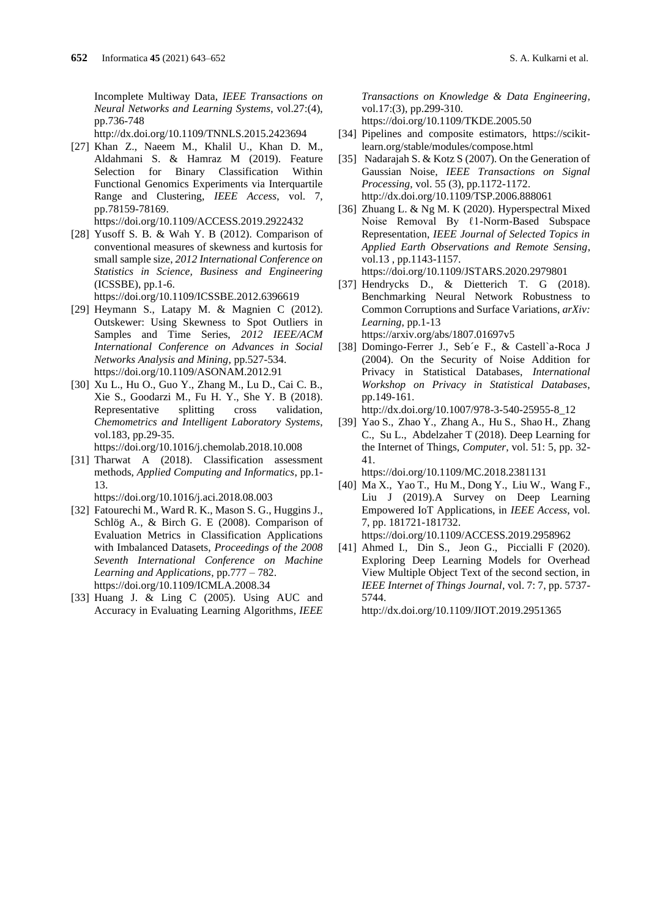Incomplete Multiway Data, *IEEE Transactions on Neural Networks and Learning Systems*, vol.27:(4), pp.736-748
http://dx.doi.org/10.1109/TNNLS.2015.2423694

[27] Khan Z., Naeem M., Khalil U., Khan D. M., Aldahmani S. & Hamraz M (2019). Feature Selection for Binary Classification Within Functional Genomics Experiments via Interquartile Range and Clustering, *IEEE Access*, vol. 7, pp.78159-78169.
https://doi.org/10.1109/ACCESS.2019.2922432

[28] Yusoff S. B. & Wah Y. B (2012). Comparison of conventional measures of skewness and kurtosis for small sample size, *2012 International Conference on Statistics in Science, Business and Engineering* (ICSSBE), pp.1-6.
https://doi.org/10.1109/ICSSBE.2012.6396619

[29] Heymann S., Latapy M. & Magnien C (2012). Outskewer: Using Skewness to Spot Outliers in Samples and Time Series, *2012 IEEE/ACM International Conference on Advances in Social Networks Analysis and Mining*, pp.527-534.
https://doi.org/10.1109/ASONAM.2012.91

[30] Xu L., Hu O., Guo Y., Zhang M., Lu D., Cai C. B., Xie S., Goodarzi M., Fu H. Y., She Y. B (2018). Representative splitting cross validation, *Chemometrics and Intelligent Laboratory Systems*, vol.183, pp.29-35.
https://doi.org/10.1016/j.chemolab.2018.10.008

[31] Tharwat A (2018). Classification assessment methods, *Applied Computing and Informatics*, pp.1-13.
https://doi.org/10.1016/j.aci.2018.08.003

[32] Fatourechi M., Ward R. K., Mason S. G., Huggins J., Schlög A., & Birch G. E (2008). Comparison of Evaluation Metrics in Classification Applications with Imbalanced Datasets, *Proceedings of the 2008 Seventh International Conference on Machine Learning and Applications*, pp.777 – 782.
https://doi.org/10.1109/ICMLA.2008.34

[33] Huang J. & Ling C (2005). Using AUC and Accuracy in Evaluating Learning Algorithms, *IEEE Transactions on Knowledge & Data Engineering*, vol.17:(3), pp.299-310.
https://doi.org/10.1109/TKDE.2005.50

[34] Pipelines and composite estimators, https://scikit-learn.org/stable/modules/compose.html

[35] Nadarajah S. & Kotz S (2007). On the Generation of Gaussian Noise, *IEEE Transactions on Signal Processing*, vol. 55 (3), pp.1172-1172.
http://dx.doi.org/10.1109/TSP.2006.888061

[36] Zhuang L. & Ng M. K (2020). Hyperspectral Mixed Noise Removal By ℓ1-Norm-Based Subspace Representation, *IEEE Journal of Selected Topics in Applied Earth Observations and Remote Sensing*, vol.13 , pp.1143-1157.
https://doi.org/10.1109/JSTARS.2020.2979801

[37] Hendrycks D., & Dietterich T. G (2018). Benchmarking Neural Network Robustness to Common Corruptions and Surface Variations, *arXiv: Learning*, pp.1-13
https://arxiv.org/abs/1807.01697v5

[38] Domingo-Ferrer J., Seb´e F., & Castell`a-Roca J (2004). On the Security of Noise Addition for Privacy in Statistical Databases, *International Workshop on Privacy in Statistical Databases*, pp.149-161.
http://dx.doi.org/10.1007/978-3-540-25955-8_12

[39] Yao S., Zhao Y., Zhang A., Hu S., Shao H., Zhang C., Su L., Abdelzaher T (2018). Deep Learning for the Internet of Things, *Computer*, vol. 51: 5, pp. 32-41.
https://doi.org/10.1109/MC.2018.2381131

[40] Ma X., Yao T., Hu M., Dong Y., Liu W., Wang F., Liu J (2019).A Survey on Deep Learning Empowered IoT Applications, in *IEEE Access*, vol. 7, pp. 181721-181732.
https://doi.org/10.1109/ACCESS.2019.2958962

[41] Ahmed I., Din S., Jeon G., Piccialli F (2020). Exploring Deep Learning Models for Overhead View Multiple Object Text of the second section, in *IEEE Internet of Things Journal*, vol. 7: 7, pp. 5737-5744.
http://dx.doi.org/10.1109/JIOT.2019.2951365